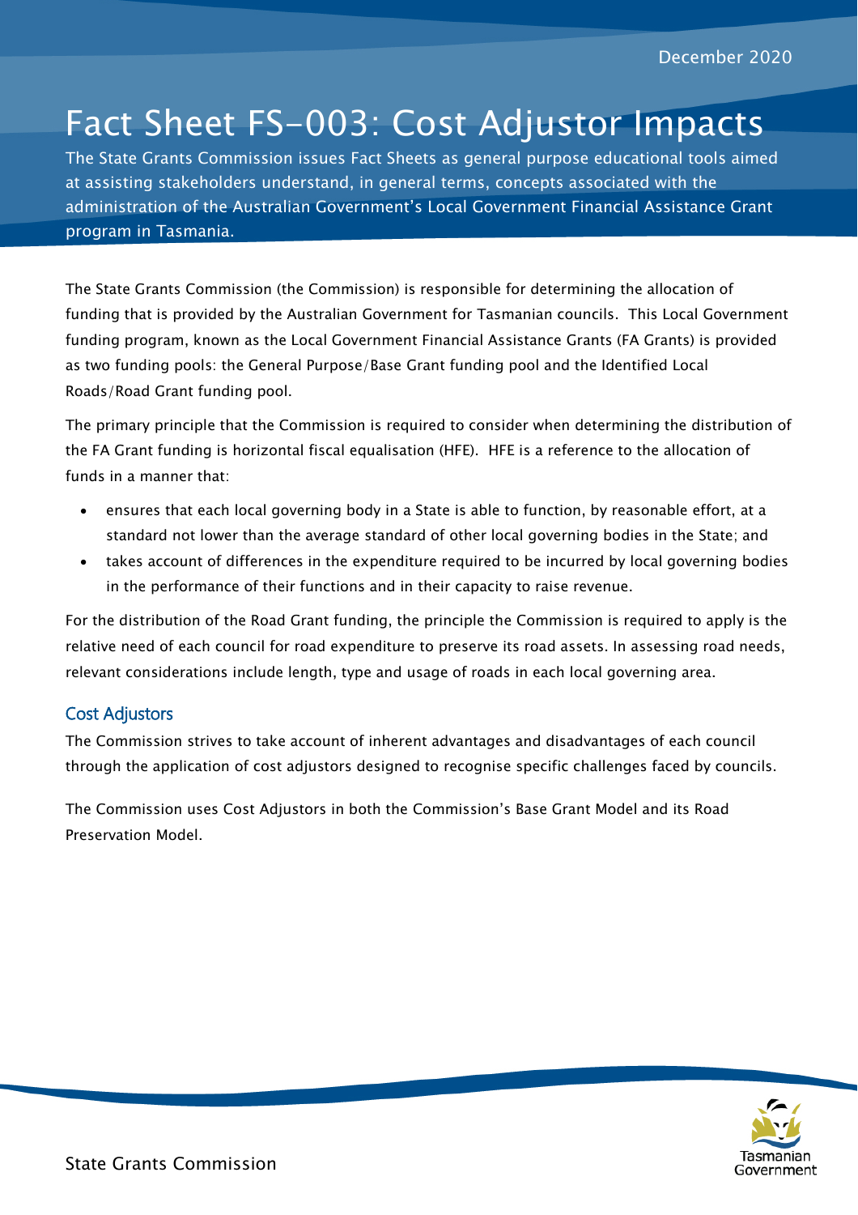December 2020

# Fact Sheet FS-003: Cost Adjustor Impacts

The State Grants Commission issues Fact Sheets as general purpose educational tools aimed at assisting stakeholders understand, in general terms, concepts associated with the administration of the Australian Government's Local Government Financial Assistance Grant program in Tasmania.

The State Grants Commission (the Commission) is responsible for determining the allocation of funding that is provided by the Australian Government for Tasmanian councils. This Local Government funding program, known as the Local Government Financial Assistance Grants (FA Grants) is provided as two funding pools: the General Purpose/Base Grant funding pool and the Identified Local Roads/Road Grant funding pool.

The primary principle that the Commission is required to consider when determining the distribution of the FA Grant funding is horizontal fiscal equalisation (HFE). HFE is a reference to the allocation of funds in a manner that:

- ensures that each local governing body in a State is able to function, by reasonable effort, at a standard not lower than the average standard of other local governing bodies in the State; and
- takes account of differences in the expenditure required to be incurred by local governing bodies in the performance of their functions and in their capacity to raise revenue.

For the distribution of the Road Grant funding, the principle the Commission is required to apply is the relative need of each council for road expenditure to preserve its road assets. In assessing road needs, relevant considerations include length, type and usage of roads in each local governing area.

## Cost Adjustors

The Commission strives to take account of inherent advantages and disadvantages of each council through the application of cost adjustors designed to recognise specific challenges faced by councils.

The Commission uses Cost Adjustors in both the Commission's Base Grant Model and its Road Preservation Model.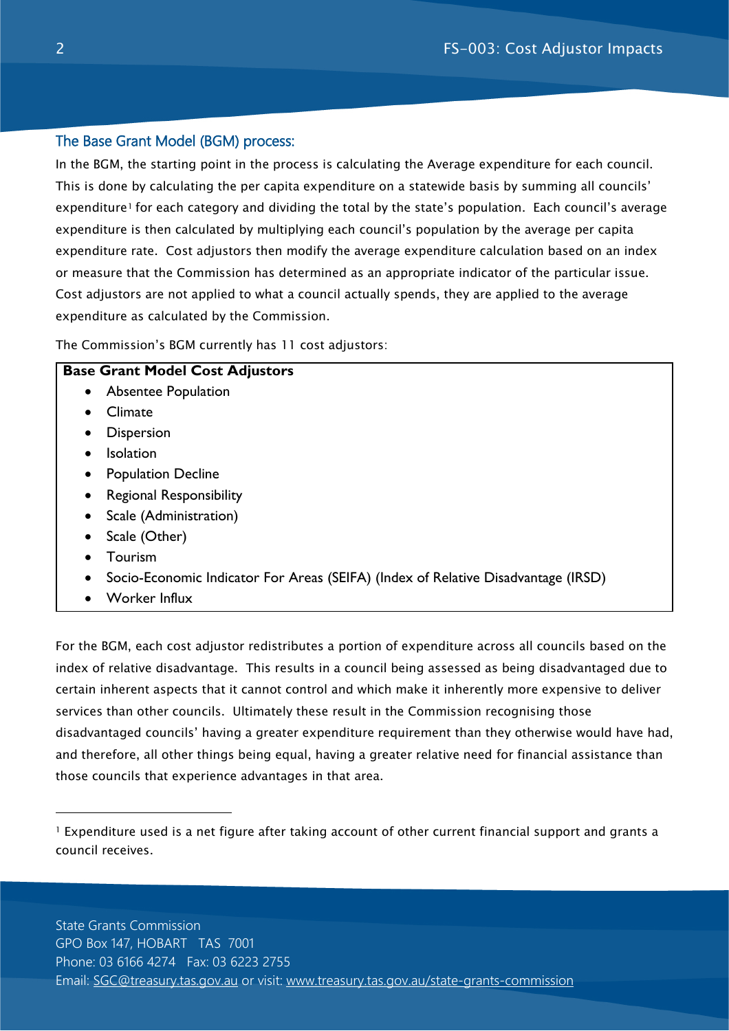## The Base Grant Model (BGM) process:

In the BGM, the starting point in the process is calculating the Average expenditure for each council. This is done by calculating the per capita expenditure on a statewide basis by summing all councils' expenditure[1] for each category and dividing the total by the state's population. Each council's average expenditure is then calculated by multiplying each council's population by the average per capita expenditure rate. Cost adjustors then modify the average expenditure calculation based on an index or measure that the Commission has determined as an appropriate indicator of the particular issue. Cost adjustors are not applied to what a council actually spends, they are applied to the average expenditure as calculated by the Commission.

The Commission's BGM currently has 11 cost adjustors:

| **Base Grant Model Cost Adjustors** |
|---|
| • Absentee Population<br>• Climate<br>• Dispersion<br>• Isolation<br>• Population Decline<br>• Regional Responsibility<br>• Scale (Administration)<br>• Scale (Other)<br>• Tourism<br>• Socio-Economic Indicator For Areas (SEIFA) (Index of Relative Disadvantage (IRSD)<br>• Worker Influx |

For the BGM, each cost adjustor redistributes a portion of expenditure across all councils based on the index of relative disadvantage. This results in a council being assessed as being disadvantaged due to certain inherent aspects that it cannot control and which make it inherently more expensive to deliver services than other councils. Ultimately these result in the Commission recognising those disadvantaged councils' having a greater expenditure requirement than they otherwise would have had, and therefore, all other things being equal, having a greater relative need for financial assistance than those councils that experience advantages in that area.

---

[1] Expenditure used is a net figure after taking account of other current financial support and grants a council receives.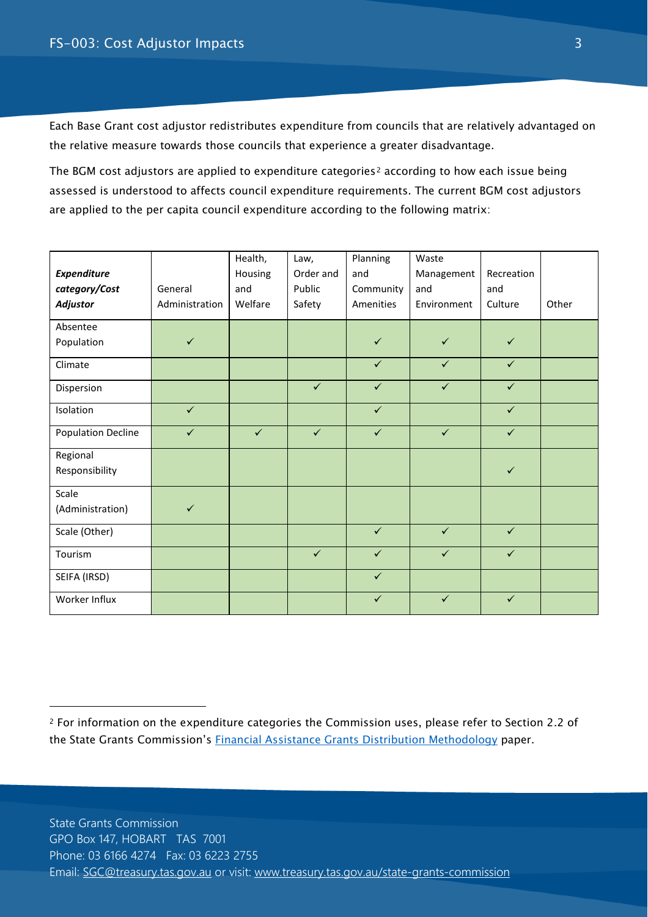Each Base Grant cost adjustor redistributes expenditure from councils that are relatively advantaged on the relative measure towards those councils that experience a greater disadvantage.

The BGM cost adjustors are applied to expenditure categories[2] according to how each issue being assessed is understood to affects council expenditure requirements. The current BGM cost adjustors are applied to the per capita council expenditure according to the following matrix:

| ***Expenditure category/Cost Adjustor*** | General Administration | Health, Housing and Welfare | Law, Order and Public Safety | Planning and Community Amenities | Waste Management and Environment | Recreation and Culture | Other |
|---|---|---|---|---|---|---|---|
| Absentee Population | ✓ | | | ✓ | ✓ | ✓ | |
| Climate | | | | ✓ | ✓ | ✓ | |
| Dispersion | | | ✓ | ✓ | ✓ | ✓ | |
| Isolation | ✓ | | | ✓ | | ✓ | |
| Population Decline | ✓ | ✓ | ✓ | ✓ | ✓ | ✓ | |
| Regional Responsibility | | | | | | ✓ | |
| Scale (Administration) | ✓ | | | | | | |
| Scale (Other) | | | | ✓ | ✓ | ✓ | |
| Tourism | | | ✓ | ✓ | ✓ | ✓ | |
| SEIFA (IRSD) | | | | ✓ | | | |
| Worker Influx | | | | ✓ | ✓ | ✓ | |

[2] For information on the expenditure categories the Commission uses, please refer to Section 2.2 of the State Grants Commission's Financial Assistance Grants Distribution Methodology paper.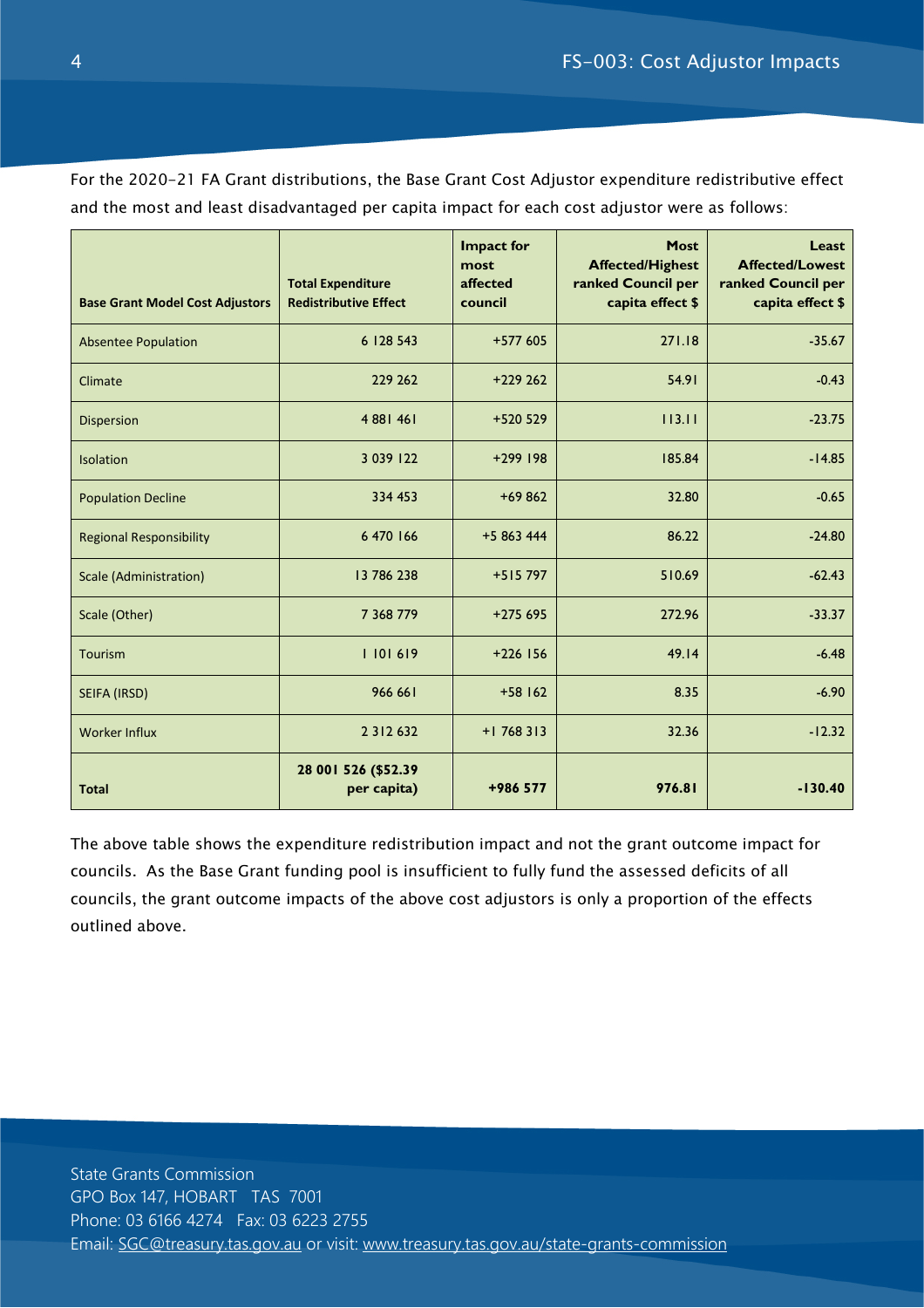For the 2020-21 FA Grant distributions, the Base Grant Cost Adjustor expenditure redistributive effect and the most and least disadvantaged per capita impact for each cost adjustor were as follows:

| Base Grant Model Cost Adjustors | Total Expenditure Redistributive Effect | Impact for most affected council | Most Affected/Highest ranked Council per capita effect $ | Least Affected/Lowest ranked Council per capita effect $ |
|---|---|---|---|---|
| Absentee Population | 6 128 543 | +577 605 | 271.18 | -35.67 |
| Climate | 229 262 | +229 262 | 54.91 | -0.43 |
| Dispersion | 4 881 461 | +520 529 | 113.11 | -23.75 |
| Isolation | 3 039 122 | +299 198 | 185.84 | -14.85 |
| Population Decline | 334 453 | +69 862 | 32.80 | -0.65 |
| Regional Responsibility | 6 470 166 | +5 863 444 | 86.22 | -24.80 |
| Scale (Administration) | 13 786 238 | +515 797 | 510.69 | -62.43 |
| Scale (Other) | 7 368 779 | +275 695 | 272.96 | -33.37 |
| Tourism | 1 101 619 | +226 156 | 49.14 | -6.48 |
| SEIFA (IRSD) | 966 661 | +58 162 | 8.35 | -6.90 |
| Worker Influx | 2 312 632 | +1 768 313 | 32.36 | -12.32 |
| **Total** | **28 001 526 ($52.39 per capita)** | **+986 577** | **976.81** | **-130.40** |

The above table shows the expenditure redistribution impact and not the grant outcome impact for councils. As the Base Grant funding pool is insufficient to fully fund the assessed deficits of all councils, the grant outcome impacts of the above cost adjustors is only a proportion of the effects outlined above.

State Grants Commission
GPO Box 147, HOBART TAS 7001
Phone: 03 6166 4274 Fax: 03 6223 2755
Email: SGC@treasury.tas.gov.au or visit: www.treasury.tas.gov.au/state-grants-commission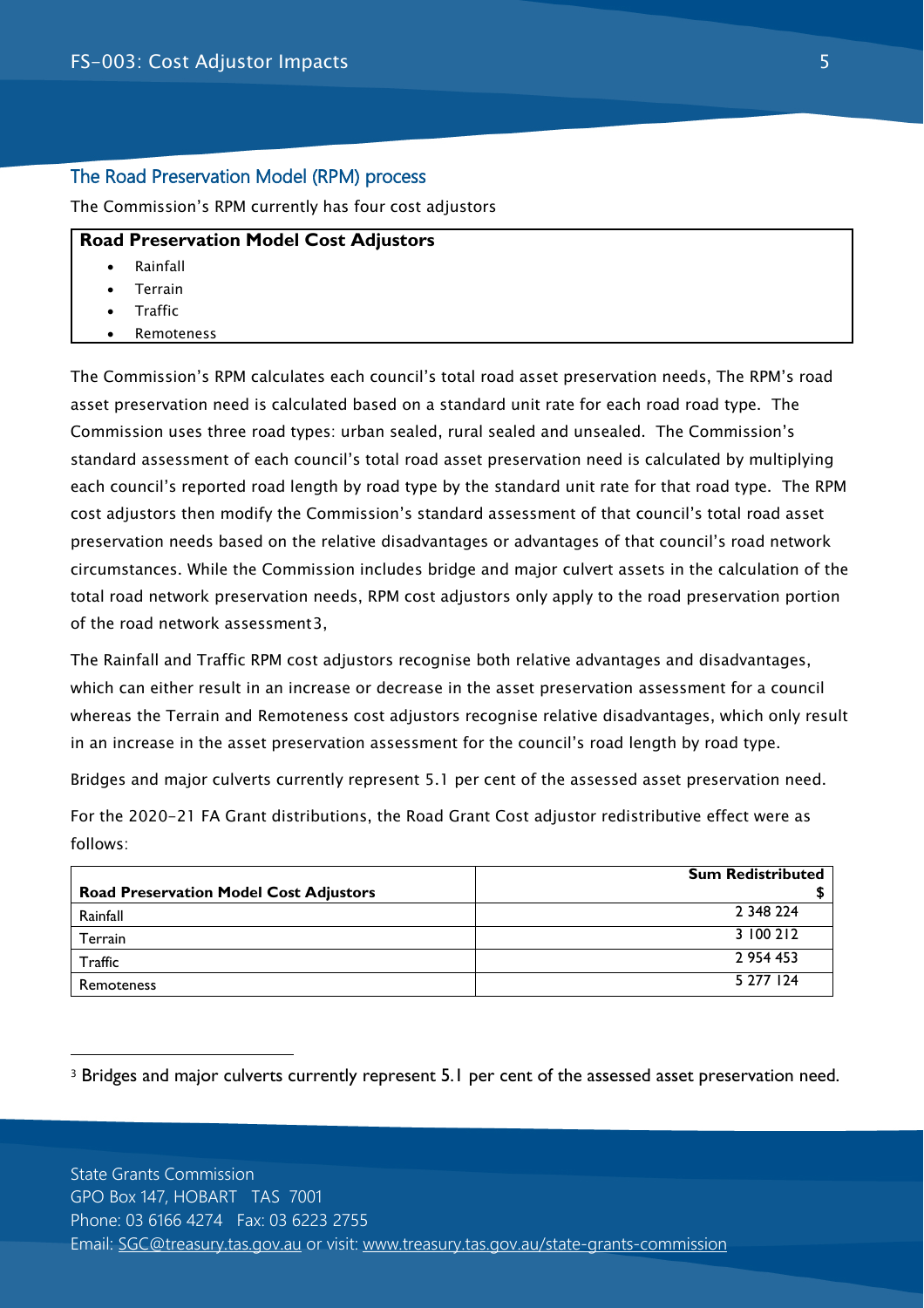## The Road Preservation Model (RPM) process

The Commission's RPM currently has four cost adjustors

| Road Preservation Model Cost Adjustors |
|---|
| • Rainfall<br>• Terrain<br>• Traffic<br>• Remoteness |

The Commission's RPM calculates each council's total road asset preservation needs, The RPM's road asset preservation need is calculated based on a standard unit rate for each road road type. The Commission uses three road types: urban sealed, rural sealed and unsealed. The Commission's standard assessment of each council's total road asset preservation need is calculated by multiplying each council's reported road length by road type by the standard unit rate for that road type. The RPM cost adjustors then modify the Commission's standard assessment of that council's total road asset preservation needs based on the relative disadvantages or advantages of that council's road network circumstances. While the Commission includes bridge and major culvert assets in the calculation of the total road network preservation needs, RPM cost adjustors only apply to the road preservation portion of the road network assessment[3],

The Rainfall and Traffic RPM cost adjustors recognise both relative advantages and disadvantages, which can either result in an increase or decrease in the asset preservation assessment for a council whereas the Terrain and Remoteness cost adjustors recognise relative disadvantages, which only result in an increase in the asset preservation assessment for the council's road length by road type.

Bridges and major culverts currently represent 5.1 per cent of the assessed asset preservation need.

For the 2020-21 FA Grant distributions, the Road Grant Cost adjustor redistributive effect were as follows:

| Road Preservation Model Cost Adjustors | Sum Redistributed $ |
|---|---|
| Rainfall | 2 348 224 |
| Terrain | 3 100 212 |
| Traffic | 2 954 453 |
| Remoteness | 5 277 124 |

[3] Bridges and major culverts currently represent 5.1 per cent of the assessed asset preservation need.

State Grants Commission
GPO Box 147, HOBART TAS 7001
Phone: 03 6166 4274 Fax: 03 6223 2755
Email: SGC@treasury.tas.gov.au or visit: www.treasury.tas.gov.au/state-grants-commission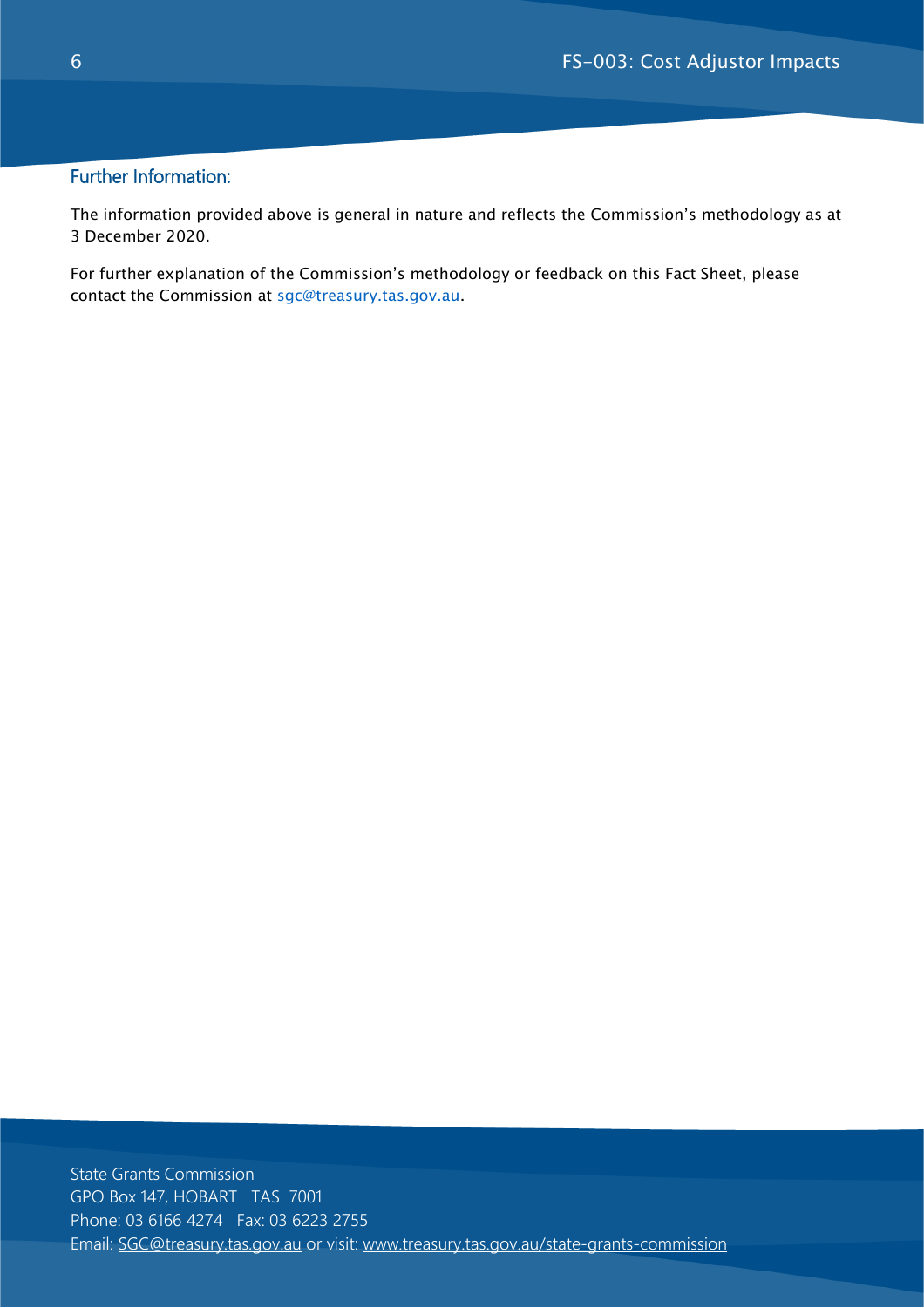## Further Information:

The information provided above is general in nature and reflects the Commission's methodology as at 3 December 2020.

For further explanation of the Commission's methodology or feedback on this Fact Sheet, please contact the Commission at sgc@treasury.tas.gov.au.

State Grants Commission
GPO Box 147, HOBART TAS 7001
Phone: 03 6166 4274 Fax: 03 6223 2755
Email: SGC@treasury.tas.gov.au or visit: www.treasury.tas.gov.au/state-grants-commission